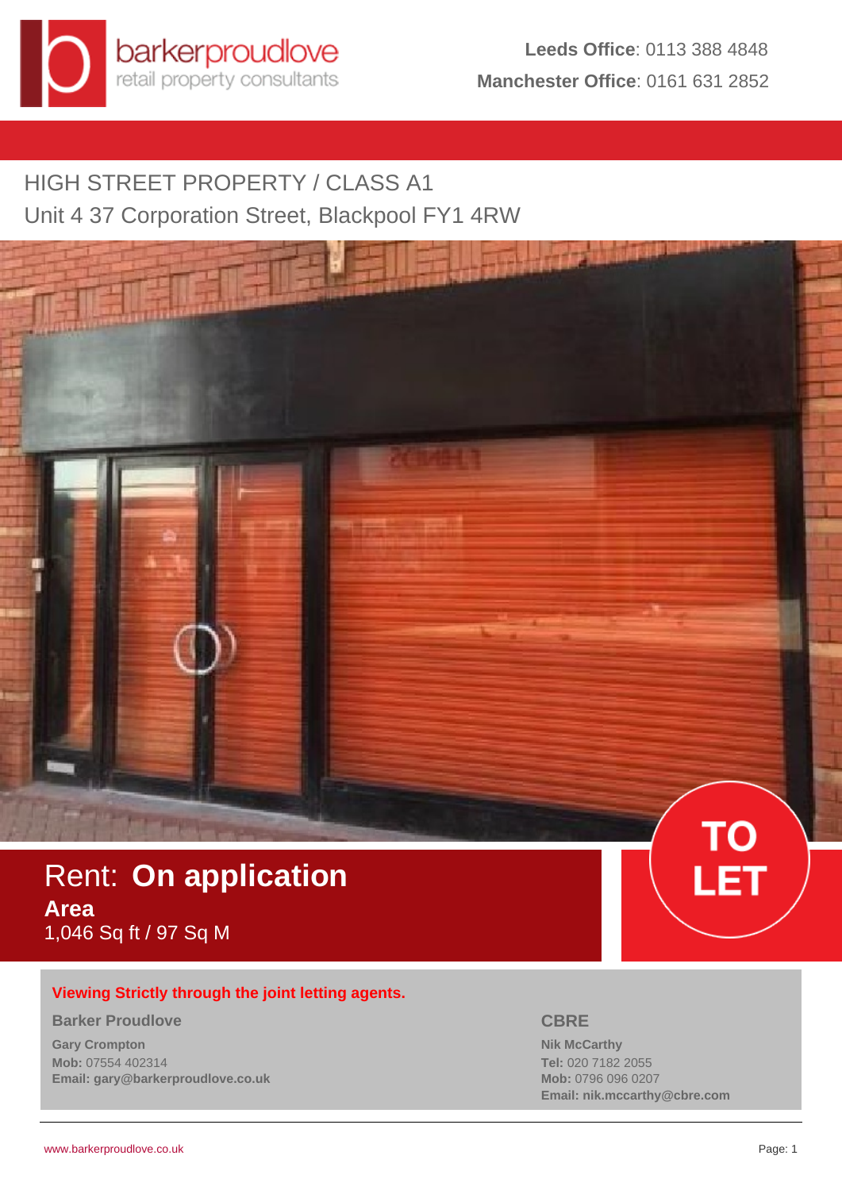barkerproudlove
retail property consultants

**Leeds Office**: 0113 388 4848
**Manchester Office**: 0161 631 2852

# HIGH STREET PROPERTY / CLASS A1

## Unit 4 37 Corporation Street, Blackpool FY1 4RW

Rent: **On application**

**Area**
1,046 Sq ft / 97 Sq M

**TO LET**

**Viewing Strictly through the joint letting agents.**

**Barker Proudlove**

**Gary Crompton**
**Mob:** 07554 402314
**Email: gary@barkerproudlove.co.uk**

**CBRE**

**Nik McCarthy**
**Tel:** 020 7182 2055
**Mob:** 0796 096 0207
**Email: nik.mccarthy@cbre.com**

www.barkerproudlove.co.uk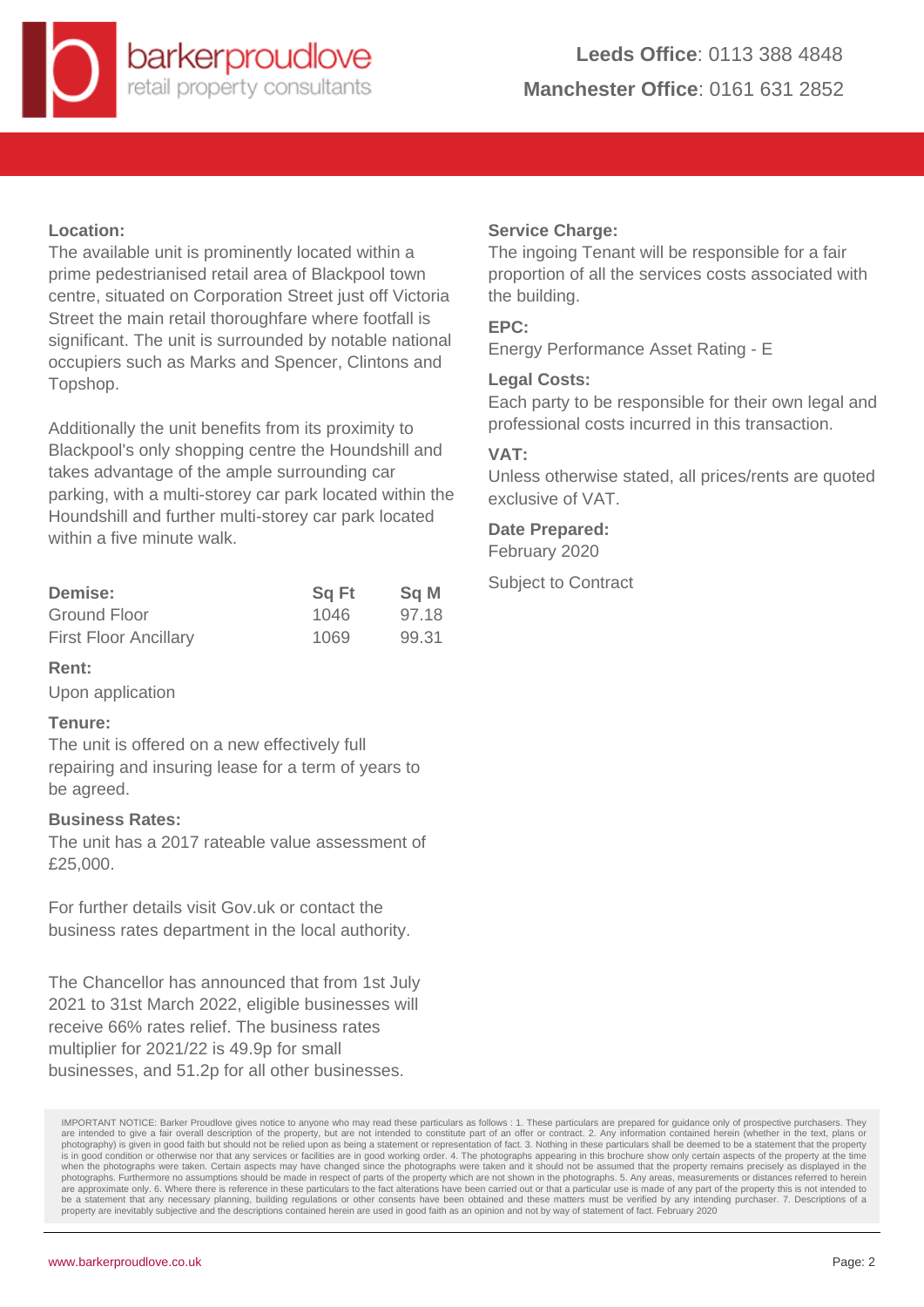**Location:**

The available unit is prominently located within a prime pedestrianised retail area of Blackpool town centre, situated on Corporation Street just off Victoria Street the main retail thoroughfare where footfall is significant. The unit is surrounded by notable national occupiers such as Marks and Spencer, Clintons and Topshop.

Additionally the unit benefits from its proximity to Blackpool's only shopping centre the Houndshill and takes advantage of the ample surrounding car parking, with a multi-storey car park located within the Houndshill and further multi-storey car park located within a five minute walk.

| **Demise:** | **Sq Ft** | **Sq M** |
|---|---|---|
| Ground Floor | 1046 | 97.18 |
| First Floor Ancillary | 1069 | 99.31 |

**Rent:**

Upon application

**Tenure:**

The unit is offered on a new effectively full repairing and insuring lease for a term of years to be agreed.

**Business Rates:**

The unit has a 2017 rateable value assessment of £25,000.

For further details visit Gov.uk or contact the business rates department in the local authority.

The Chancellor has announced that from 1st July 2021 to 31st March 2022, eligible businesses will receive 66% rates relief. The business rates multiplier for 2021/22 is 49.9p for small businesses, and 51.2p for all other businesses.

**Service Charge:**

The ingoing Tenant will be responsible for a fair proportion of all the services costs associated with the building.

**EPC:**

Energy Performance Asset Rating - E

**Legal Costs:**

Each party to be responsible for their own legal and professional costs incurred in this transaction.

**VAT:**

Unless otherwise stated, all prices/rents are quoted exclusive of VAT.

**Date Prepared:**

February 2020

Subject to Contract

IMPORTANT NOTICE: Barker Proudlove gives notice to anyone who may read these particulars as follows : 1. These particulars are prepared for guidance only of prospective purchasers. They are intended to give a fair overall description of the property, but are not intended to constitute part of an offer or contract. 2. Any information contained herein (whether in the text, plans or photography) is given in good faith but should not be relied upon as being a statement or representation of fact. 3. Nothing in these particulars shall be deemed to be a statement that the property is in good condition or otherwise nor that any services or facilities are in good working order. 4. The photographs appearing in this brochure show only certain aspects of the property at the time when the photographs were taken. Certain aspects may have changed since the photographs were taken and it should not be assumed that the property remains precisely as displayed in the photographs. Furthermore no assumptions should be made in respect of parts of the property which are not shown in the photographs. 5. Any areas, measurements or distances referred to herein are approximate only. 6. Where there is reference in these particulars to the fact alterations have been carried out or that a particular use is made of any part of the property this is not intended to be a statement that any necessary planning, building regulations or other consents have been obtained and these matters must be verified by any intending purchaser. 7. Descriptions of a property are inevitably subjective and the descriptions contained herein are used in good faith as an opinion and not by way of statement of fact. February 2020